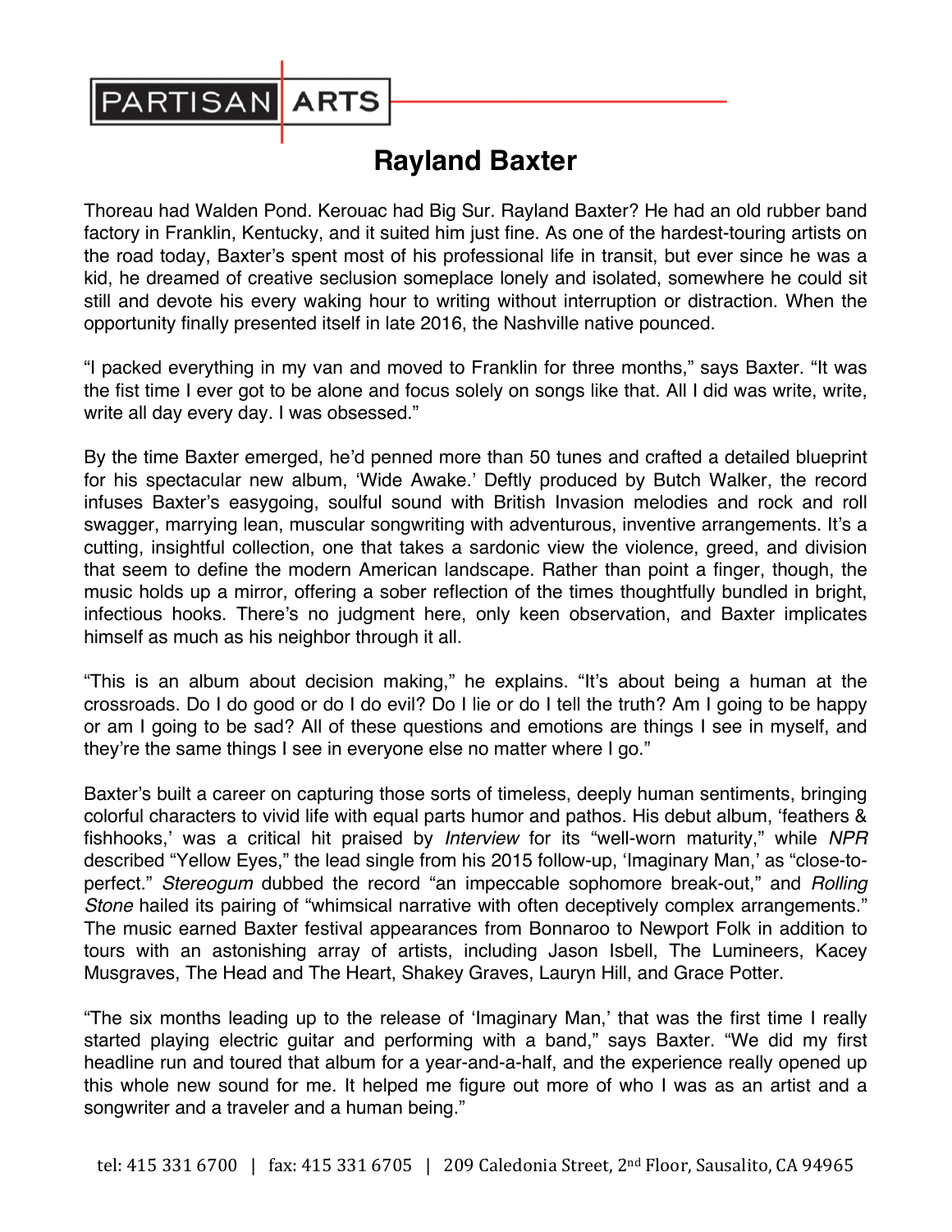# PARTISAN ARTS

## Rayland Baxter

Thoreau had Walden Pond. Kerouac had Big Sur. Rayland Baxter? He had an old rubber band factory in Franklin, Kentucky, and it suited him just fine. As one of the hardest-touring artists on the road today, Baxter's spent most of his professional life in transit, but ever since he was a kid, he dreamed of creative seclusion someplace lonely and isolated, somewhere he could sit still and devote his every waking hour to writing without interruption or distraction. When the opportunity finally presented itself in late 2016, the Nashville native pounced.

"I packed everything in my van and moved to Franklin for three months," says Baxter. "It was the fist time I ever got to be alone and focus solely on songs like that. All I did was write, write, write all day every day. I was obsessed."

By the time Baxter emerged, he'd penned more than 50 tunes and crafted a detailed blueprint for his spectacular new album, 'Wide Awake.' Deftly produced by Butch Walker, the record infuses Baxter's easygoing, soulful sound with British Invasion melodies and rock and roll swagger, marrying lean, muscular songwriting with adventurous, inventive arrangements. It's a cutting, insightful collection, one that takes a sardonic view the violence, greed, and division that seem to define the modern American landscape. Rather than point a finger, though, the music holds up a mirror, offering a sober reflection of the times thoughtfully bundled in bright, infectious hooks. There's no judgment here, only keen observation, and Baxter implicates himself as much as his neighbor through it all.

"This is an album about decision making," he explains. "It's about being a human at the crossroads. Do I do good or do I do evil? Do I lie or do I tell the truth? Am I going to be happy or am I going to be sad? All of these questions and emotions are things I see in myself, and they're the same things I see in everyone else no matter where I go."

Baxter's built a career on capturing those sorts of timeless, deeply human sentiments, bringing colorful characters to vivid life with equal parts humor and pathos. His debut album, 'feathers & fishhooks,' was a critical hit praised by *Interview* for its "well-worn maturity," while *NPR* described "Yellow Eyes," the lead single from his 2015 follow-up, 'Imaginary Man,' as "close-to-perfect." *Stereogum* dubbed the record "an impeccable sophomore break-out," and *Rolling Stone* hailed its pairing of "whimsical narrative with often deceptively complex arrangements." The music earned Baxter festival appearances from Bonnaroo to Newport Folk in addition to tours with an astonishing array of artists, including Jason Isbell, The Lumineers, Kacey Musgraves, The Head and The Heart, Shakey Graves, Lauryn Hill, and Grace Potter.

"The six months leading up to the release of 'Imaginary Man,' that was the first time I really started playing electric guitar and performing with a band," says Baxter. "We did my first headline run and toured that album for a year-and-a-half, and the experience really opened up this whole new sound for me. It helped me figure out more of who I was as an artist and a songwriter and a traveler and a human being."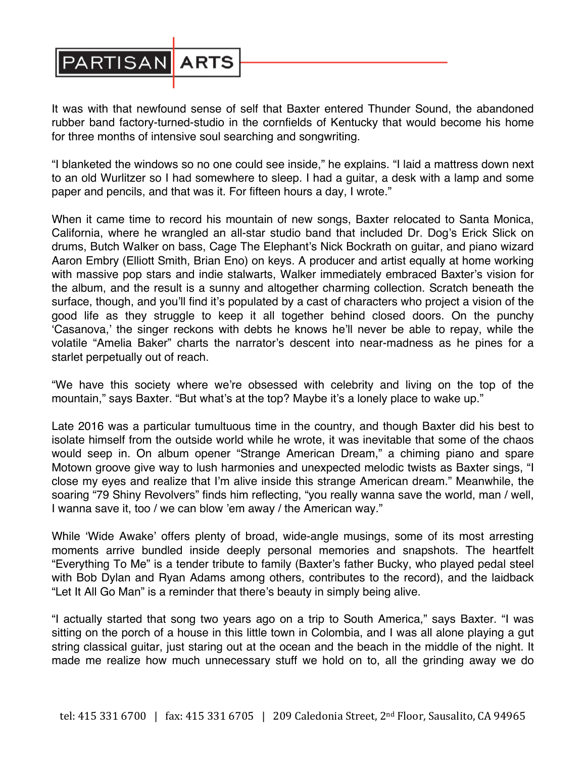It was with that newfound sense of self that Baxter entered Thunder Sound, the abandoned rubber band factory-turned-studio in the cornfields of Kentucky that would become his home for three months of intensive soul searching and songwriting.

"I blanketed the windows so no one could see inside," he explains. "I laid a mattress down next to an old Wurlitzer so I had somewhere to sleep. I had a guitar, a desk with a lamp and some paper and pencils, and that was it. For fifteen hours a day, I wrote."

When it came time to record his mountain of new songs, Baxter relocated to Santa Monica, California, where he wrangled an all-star studio band that included Dr. Dog's Erick Slick on drums, Butch Walker on bass, Cage The Elephant's Nick Bockrath on guitar, and piano wizard Aaron Embry (Elliott Smith, Brian Eno) on keys. A producer and artist equally at home working with massive pop stars and indie stalwarts, Walker immediately embraced Baxter's vision for the album, and the result is a sunny and altogether charming collection. Scratch beneath the surface, though, and you'll find it's populated by a cast of characters who project a vision of the good life as they struggle to keep it all together behind closed doors. On the punchy 'Casanova,' the singer reckons with debts he knows he'll never be able to repay, while the volatile "Amelia Baker" charts the narrator's descent into near-madness as he pines for a starlet perpetually out of reach.

"We have this society where we're obsessed with celebrity and living on the top of the mountain," says Baxter. "But what's at the top? Maybe it's a lonely place to wake up."

Late 2016 was a particular tumultuous time in the country, and though Baxter did his best to isolate himself from the outside world while he wrote, it was inevitable that some of the chaos would seep in. On album opener "Strange American Dream," a chiming piano and spare Motown groove give way to lush harmonies and unexpected melodic twists as Baxter sings, "I close my eyes and realize that I'm alive inside this strange American dream." Meanwhile, the soaring "79 Shiny Revolvers" finds him reflecting, "you really wanna save the world, man / well, I wanna save it, too / we can blow 'em away / the American way."

While 'Wide Awake' offers plenty of broad, wide-angle musings, some of its most arresting moments arrive bundled inside deeply personal memories and snapshots. The heartfelt "Everything To Me" is a tender tribute to family (Baxter's father Bucky, who played pedal steel with Bob Dylan and Ryan Adams among others, contributes to the record), and the laidback "Let It All Go Man" is a reminder that there's beauty in simply being alive.

"I actually started that song two years ago on a trip to South America," says Baxter. "I was sitting on the porch of a house in this little town in Colombia, and I was all alone playing a gut string classical guitar, just staring out at the ocean and the beach in the middle of the night. It made me realize how much unnecessary stuff we hold on to, all the grinding away we do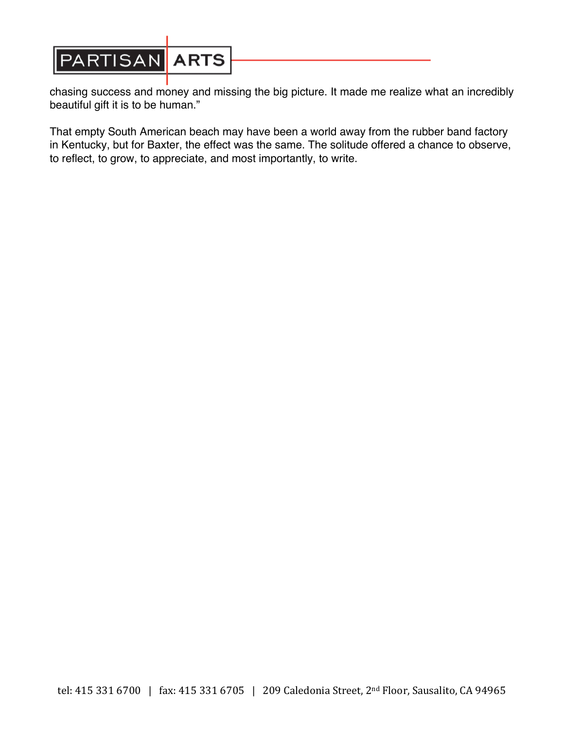chasing success and money and missing the big picture. It made me realize what an incredibly beautiful gift it is to be human."

That empty South American beach may have been a world away from the rubber band factory in Kentucky, but for Baxter, the effect was the same. The solitude offered a chance to observe, to reflect, to grow, to appreciate, and most importantly, to write.